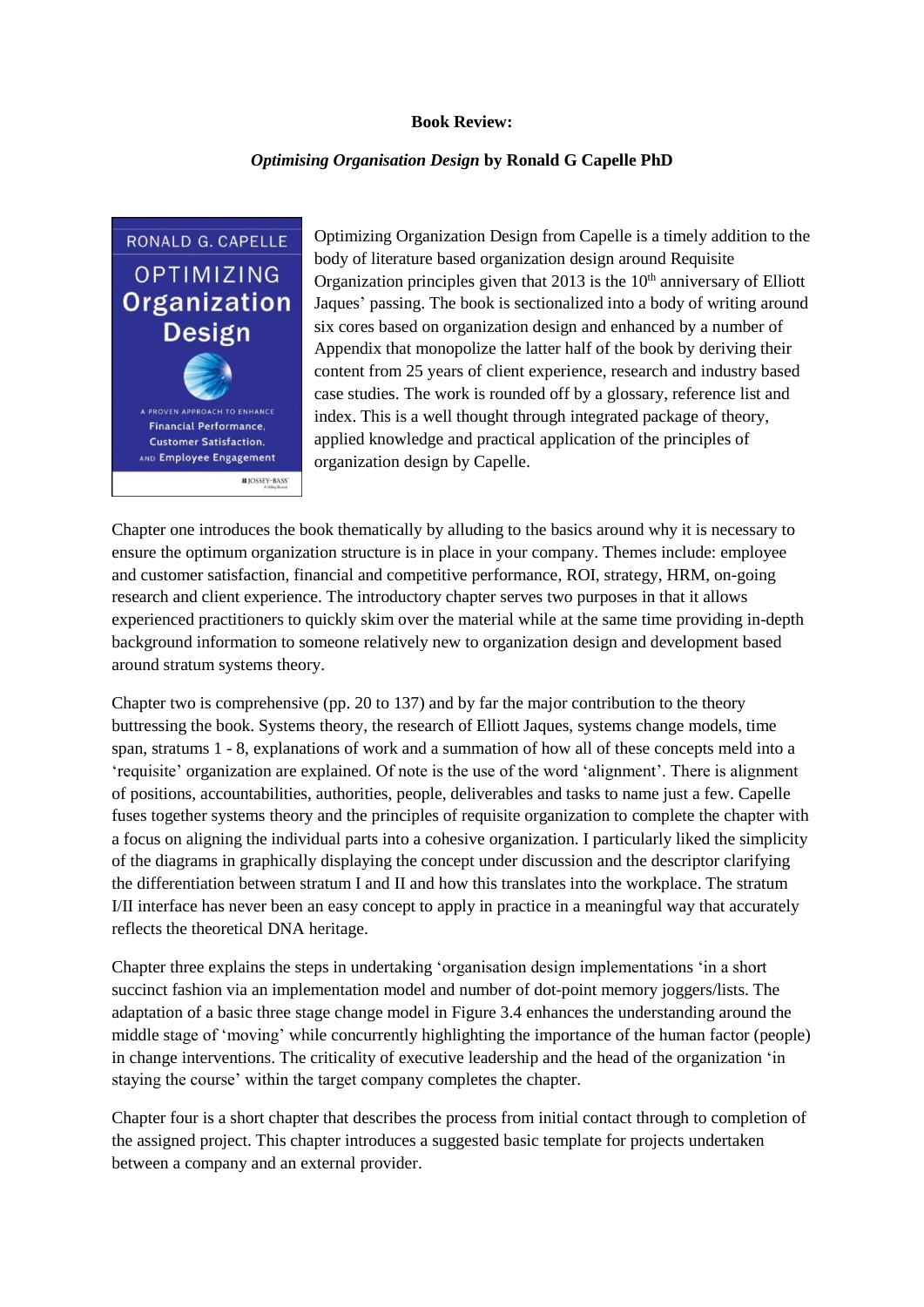**Book Review:**

***Optimising Organisation Design* by Ronald G Capelle PhD**

Optimizing Organization Design from Capelle is a timely addition to the body of literature based organization design around Requisite Organization principles given that 2013 is the 10th anniversary of Elliott Jaques' passing. The book is sectionalized into a body of writing around six cores based on organization design and enhanced by a number of Appendix that monopolize the latter half of the book by deriving their content from 25 years of client experience, research and industry based case studies. The work is rounded off by a glossary, reference list and index. This is a well thought through integrated package of theory, applied knowledge and practical application of the principles of organization design by Capelle.

Chapter one introduces the book thematically by alluding to the basics around why it is necessary to ensure the optimum organization structure is in place in your company. Themes include: employee and customer satisfaction, financial and competitive performance, ROI, strategy, HRM, on-going research and client experience. The introductory chapter serves two purposes in that it allows experienced practitioners to quickly skim over the material while at the same time providing in-depth background information to someone relatively new to organization design and development based around stratum systems theory.

Chapter two is comprehensive (pp. 20 to 137) and by far the major contribution to the theory buttressing the book. Systems theory, the research of Elliott Jaques, systems change models, time span, stratums 1 - 8, explanations of work and a summation of how all of these concepts meld into a 'requisite' organization are explained. Of note is the use of the word 'alignment'. There is alignment of positions, accountabilities, authorities, people, deliverables and tasks to name just a few. Capelle fuses together systems theory and the principles of requisite organization to complete the chapter with a focus on aligning the individual parts into a cohesive organization. I particularly liked the simplicity of the diagrams in graphically displaying the concept under discussion and the descriptor clarifying the differentiation between stratum I and II and how this translates into the workplace. The stratum I/II interface has never been an easy concept to apply in practice in a meaningful way that accurately reflects the theoretical DNA heritage.

Chapter three explains the steps in undertaking 'organisation design implementations 'in a short succinct fashion via an implementation model and number of dot-point memory joggers/lists. The adaptation of a basic three stage change model in Figure 3.4 enhances the understanding around the middle stage of 'moving' while concurrently highlighting the importance of the human factor (people) in change interventions. The criticality of executive leadership and the head of the organization 'in staying the course' within the target company completes the chapter.

Chapter four is a short chapter that describes the process from initial contact through to completion of the assigned project. This chapter introduces a suggested basic template for projects undertaken between a company and an external provider.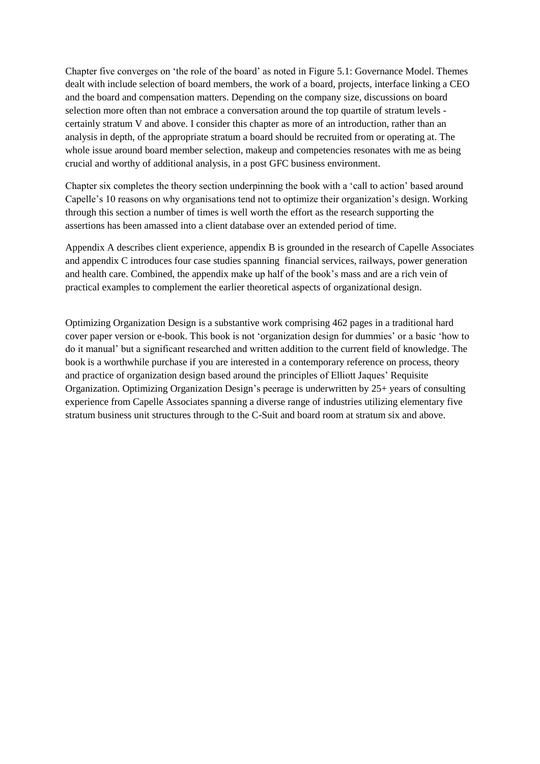Chapter five converges on 'the role of the board' as noted in Figure 5.1: Governance Model. Themes dealt with include selection of board members, the work of a board, projects, interface linking a CEO and the board and compensation matters. Depending on the company size, discussions on board selection more often than not embrace a conversation around the top quartile of stratum levels - certainly stratum V and above. I consider this chapter as more of an introduction, rather than an analysis in depth, of the appropriate stratum a board should be recruited from or operating at. The whole issue around board member selection, makeup and competencies resonates with me as being crucial and worthy of additional analysis, in a post GFC business environment.

Chapter six completes the theory section underpinning the book with a 'call to action' based around Capelle's 10 reasons on why organisations tend not to optimize their organization's design. Working through this section a number of times is well worth the effort as the research supporting the assertions has been amassed into a client database over an extended period of time.

Appendix A describes client experience, appendix B is grounded in the research of Capelle Associates and appendix C introduces four case studies spanning financial services, railways, power generation and health care. Combined, the appendix make up half of the book's mass and are a rich vein of practical examples to complement the earlier theoretical aspects of organizational design.

Optimizing Organization Design is a substantive work comprising 462 pages in a traditional hard cover paper version or e-book. This book is not 'organization design for dummies' or a basic 'how to do it manual' but a significant researched and written addition to the current field of knowledge. The book is a worthwhile purchase if you are interested in a contemporary reference on process, theory and practice of organization design based around the principles of Elliott Jaques' Requisite Organization. Optimizing Organization Design's peerage is underwritten by 25+ years of consulting experience from Capelle Associates spanning a diverse range of industries utilizing elementary five stratum business unit structures through to the C-Suit and board room at stratum six and above.